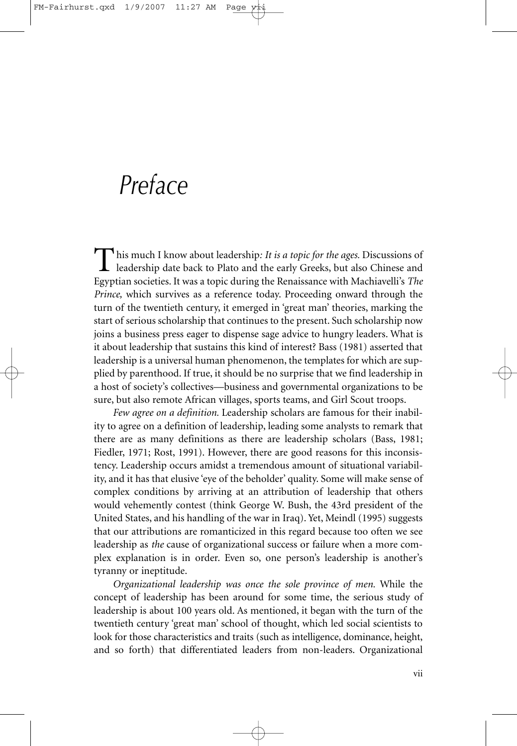# Preface

This much I know about leadership*: It is a topic for the ages.* Discussions of leadership date back to Plato and the early Greeks, but also Chinese and Egyptian societies. It was a topic during the Renaissance with Machiavelli's *The Prince,* which survives as a reference today. Proceeding onward through the turn of the twentieth century, it emerged in 'great man' theories, marking the start of serious scholarship that continues to the present. Such scholarship now joins a business press eager to dispense sage advice to hungry leaders. What is it about leadership that sustains this kind of interest? Bass (1981) asserted that leadership is a universal human phenomenon, the templates for which are supplied by parenthood. If true, it should be no surprise that we find leadership in a host of society's collectives—business and governmental organizations to be sure, but also remote African villages, sports teams, and Girl Scout troops.

*Few agree on a definition.* Leadership scholars are famous for their inability to agree on a definition of leadership, leading some analysts to remark that there are as many definitions as there are leadership scholars (Bass, 1981; Fiedler, 1971; Rost, 1991). However, there are good reasons for this inconsistency. Leadership occurs amidst a tremendous amount of situational variability, and it has that elusive 'eye of the beholder' quality. Some will make sense of complex conditions by arriving at an attribution of leadership that others would vehemently contest (think George W. Bush, the 43rd president of the United States, and his handling of the war in Iraq). Yet, Meindl (1995) suggests that our attributions are romanticized in this regard because too often we see leadership as *the* cause of organizational success or failure when a more complex explanation is in order. Even so, one person's leadership is another's tyranny or ineptitude.

*Organizational leadership was once the sole province of men.* While the concept of leadership has been around for some time, the serious study of leadership is about 100 years old. As mentioned, it began with the turn of the twentieth century 'great man' school of thought, which led social scientists to look for those characteristics and traits (such as intelligence, dominance, height, and so forth) that differentiated leaders from non-leaders. Organizational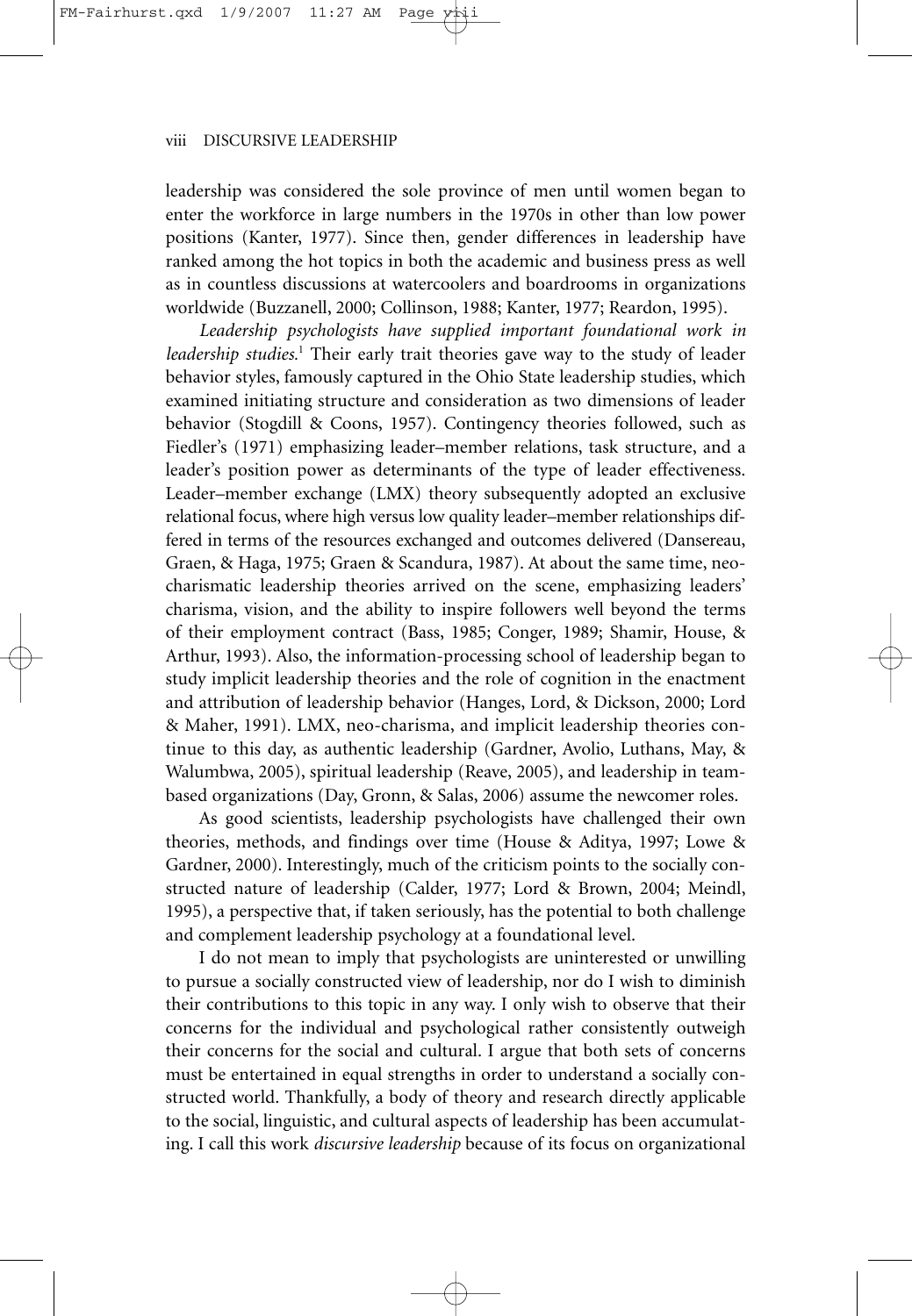leadership was considered the sole province of men until women began to enter the workforce in large numbers in the 1970s in other than low power positions (Kanter, 1977). Since then, gender differences in leadership have ranked among the hot topics in both the academic and business press as well as in countless discussions at watercoolers and boardrooms in organizations worldwide (Buzzanell, 2000; Collinson, 1988; Kanter, 1977; Reardon, 1995).

*Leadership psychologists have supplied important foundational work in leadership studies.*[1] Their early trait theories gave way to the study of leader behavior styles, famously captured in the Ohio State leadership studies, which examined initiating structure and consideration as two dimensions of leader behavior (Stogdill & Coons, 1957). Contingency theories followed, such as Fiedler's (1971) emphasizing leader–member relations, task structure, and a leader's position power as determinants of the type of leader effectiveness. Leader–member exchange (LMX) theory subsequently adopted an exclusive relational focus, where high versus low quality leader–member relationships differed in terms of the resources exchanged and outcomes delivered (Dansereau, Graen, & Haga, 1975; Graen & Scandura, 1987). At about the same time, neo-charismatic leadership theories arrived on the scene, emphasizing leaders' charisma, vision, and the ability to inspire followers well beyond the terms of their employment contract (Bass, 1985; Conger, 1989; Shamir, House, & Arthur, 1993). Also, the information-processing school of leadership began to study implicit leadership theories and the role of cognition in the enactment and attribution of leadership behavior (Hanges, Lord, & Dickson, 2000; Lord & Maher, 1991). LMX, neo-charisma, and implicit leadership theories continue to this day, as authentic leadership (Gardner, Avolio, Luthans, May, & Walumbwa, 2005), spiritual leadership (Reave, 2005), and leadership in team-based organizations (Day, Gronn, & Salas, 2006) assume the newcomer roles.

As good scientists, leadership psychologists have challenged their own theories, methods, and findings over time (House & Aditya, 1997; Lowe & Gardner, 2000). Interestingly, much of the criticism points to the socially constructed nature of leadership (Calder, 1977; Lord & Brown, 2004; Meindl, 1995), a perspective that, if taken seriously, has the potential to both challenge and complement leadership psychology at a foundational level.

I do not mean to imply that psychologists are uninterested or unwilling to pursue a socially constructed view of leadership, nor do I wish to diminish their contributions to this topic in any way. I only wish to observe that their concerns for the individual and psychological rather consistently outweigh their concerns for the social and cultural. I argue that both sets of concerns must be entertained in equal strengths in order to understand a socially constructed world. Thankfully, a body of theory and research directly applicable to the social, linguistic, and cultural aspects of leadership has been accumulating. I call this work *discursive leadership* because of its focus on organizational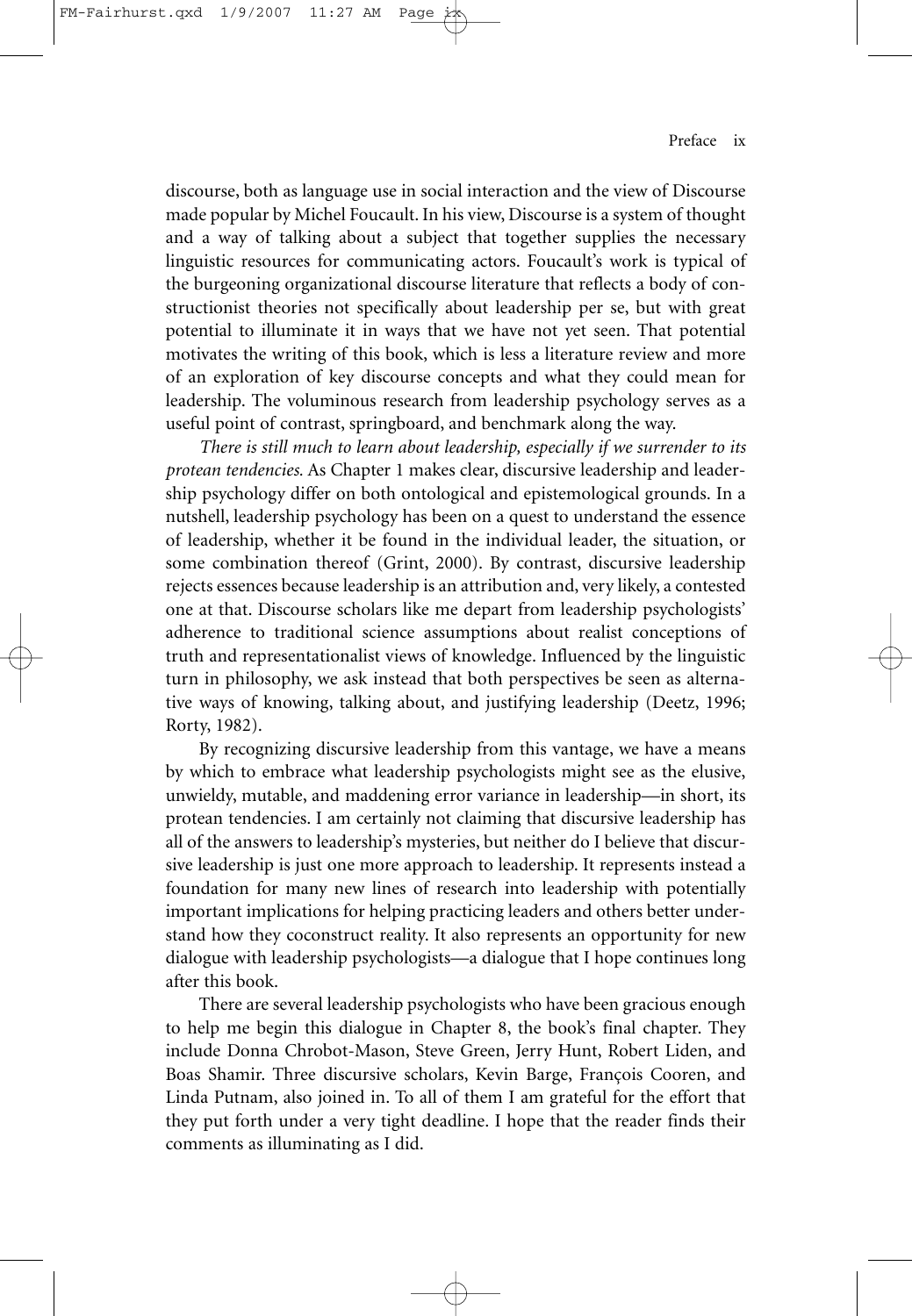discourse, both as language use in social interaction and the view of Discourse made popular by Michel Foucault. In his view, Discourse is a system of thought and a way of talking about a subject that together supplies the necessary linguistic resources for communicating actors. Foucault's work is typical of the burgeoning organizational discourse literature that reflects a body of constructionist theories not specifically about leadership per se, but with great potential to illuminate it in ways that we have not yet seen. That potential motivates the writing of this book, which is less a literature review and more of an exploration of key discourse concepts and what they could mean for leadership. The voluminous research from leadership psychology serves as a useful point of contrast, springboard, and benchmark along the way.

*There is still much to learn about leadership, especially if we surrender to its protean tendencies.* As Chapter 1 makes clear, discursive leadership and leadership psychology differ on both ontological and epistemological grounds. In a nutshell, leadership psychology has been on a quest to understand the essence of leadership, whether it be found in the individual leader, the situation, or some combination thereof (Grint, 2000). By contrast, discursive leadership rejects essences because leadership is an attribution and, very likely, a contested one at that. Discourse scholars like me depart from leadership psychologists' adherence to traditional science assumptions about realist conceptions of truth and representationalist views of knowledge. Influenced by the linguistic turn in philosophy, we ask instead that both perspectives be seen as alternative ways of knowing, talking about, and justifying leadership (Deetz, 1996; Rorty, 1982).

By recognizing discursive leadership from this vantage, we have a means by which to embrace what leadership psychologists might see as the elusive, unwieldy, mutable, and maddening error variance in leadership—in short, its protean tendencies. I am certainly not claiming that discursive leadership has all of the answers to leadership's mysteries, but neither do I believe that discursive leadership is just one more approach to leadership. It represents instead a foundation for many new lines of research into leadership with potentially important implications for helping practicing leaders and others better understand how they coconstruct reality. It also represents an opportunity for new dialogue with leadership psychologists—a dialogue that I hope continues long after this book.

There are several leadership psychologists who have been gracious enough to help me begin this dialogue in Chapter 8, the book's final chapter. They include Donna Chrobot-Mason, Steve Green, Jerry Hunt, Robert Liden, and Boas Shamir. Three discursive scholars, Kevin Barge, François Cooren, and Linda Putnam, also joined in. To all of them I am grateful for the effort that they put forth under a very tight deadline. I hope that the reader finds their comments as illuminating as I did.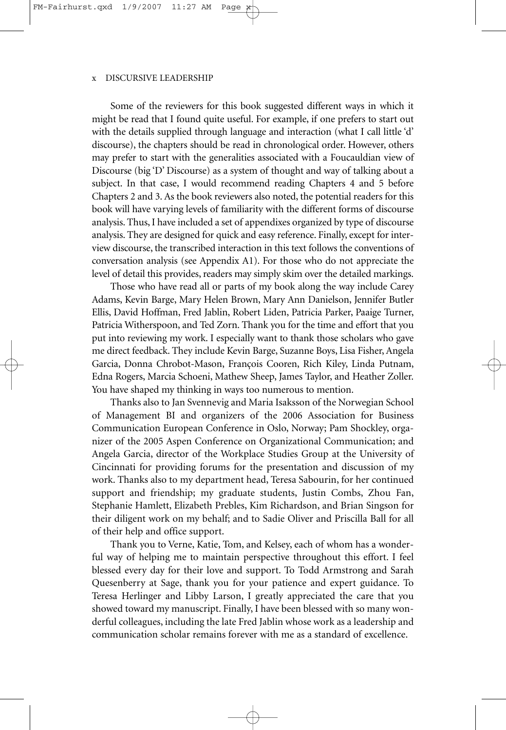Some of the reviewers for this book suggested different ways in which it might be read that I found quite useful. For example, if one prefers to start out with the details supplied through language and interaction (what I call little 'd' discourse), the chapters should be read in chronological order. However, others may prefer to start with the generalities associated with a Foucauldian view of Discourse (big 'D' Discourse) as a system of thought and way of talking about a subject. In that case, I would recommend reading Chapters 4 and 5 before Chapters 2 and 3. As the book reviewers also noted, the potential readers for this book will have varying levels of familiarity with the different forms of discourse analysis. Thus, I have included a set of appendixes organized by type of discourse analysis. They are designed for quick and easy reference. Finally, except for interview discourse, the transcribed interaction in this text follows the conventions of conversation analysis (see Appendix A1). For those who do not appreciate the level of detail this provides, readers may simply skim over the detailed markings.

Those who have read all or parts of my book along the way include Carey Adams, Kevin Barge, Mary Helen Brown, Mary Ann Danielson, Jennifer Butler Ellis, David Hoffman, Fred Jablin, Robert Liden, Patricia Parker, Paaige Turner, Patricia Witherspoon, and Ted Zorn. Thank you for the time and effort that you put into reviewing my work. I especially want to thank those scholars who gave me direct feedback. They include Kevin Barge, Suzanne Boys, Lisa Fisher, Angela Garcia, Donna Chrobot-Mason, François Cooren, Rich Kiley, Linda Putnam, Edna Rogers, Marcia Schoeni, Mathew Sheep, James Taylor, and Heather Zoller. You have shaped my thinking in ways too numerous to mention.

Thanks also to Jan Svennevig and Maria Isaksson of the Norwegian School of Management BI and organizers of the 2006 Association for Business Communication European Conference in Oslo, Norway; Pam Shockley, organizer of the 2005 Aspen Conference on Organizational Communication; and Angela Garcia, director of the Workplace Studies Group at the University of Cincinnati for providing forums for the presentation and discussion of my work. Thanks also to my department head, Teresa Sabourin, for her continued support and friendship; my graduate students, Justin Combs, Zhou Fan, Stephanie Hamlett, Elizabeth Prebles, Kim Richardson, and Brian Singson for their diligent work on my behalf; and to Sadie Oliver and Priscilla Ball for all of their help and office support.

Thank you to Verne, Katie, Tom, and Kelsey, each of whom has a wonderful way of helping me to maintain perspective throughout this effort. I feel blessed every day for their love and support. To Todd Armstrong and Sarah Quesenberry at Sage, thank you for your patience and expert guidance. To Teresa Herlinger and Libby Larson, I greatly appreciated the care that you showed toward my manuscript. Finally, I have been blessed with so many wonderful colleagues, including the late Fred Jablin whose work as a leadership and communication scholar remains forever with me as a standard of excellence.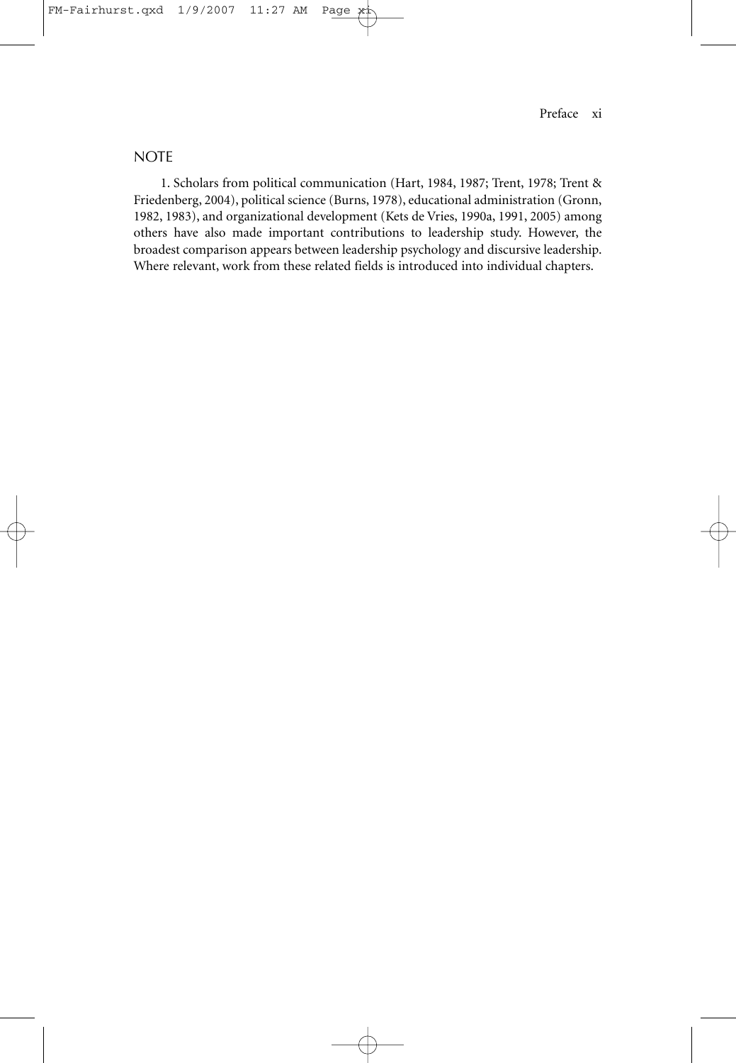## NOTE

1. Scholars from political communication (Hart, 1984, 1987; Trent, 1978; Trent & Friedenberg, 2004), political science (Burns, 1978), educational administration (Gronn, 1982, 1983), and organizational development (Kets de Vries, 1990a, 1991, 2005) among others have also made important contributions to leadership study. However, the broadest comparison appears between leadership psychology and discursive leadership. Where relevant, work from these related fields is introduced into individual chapters.